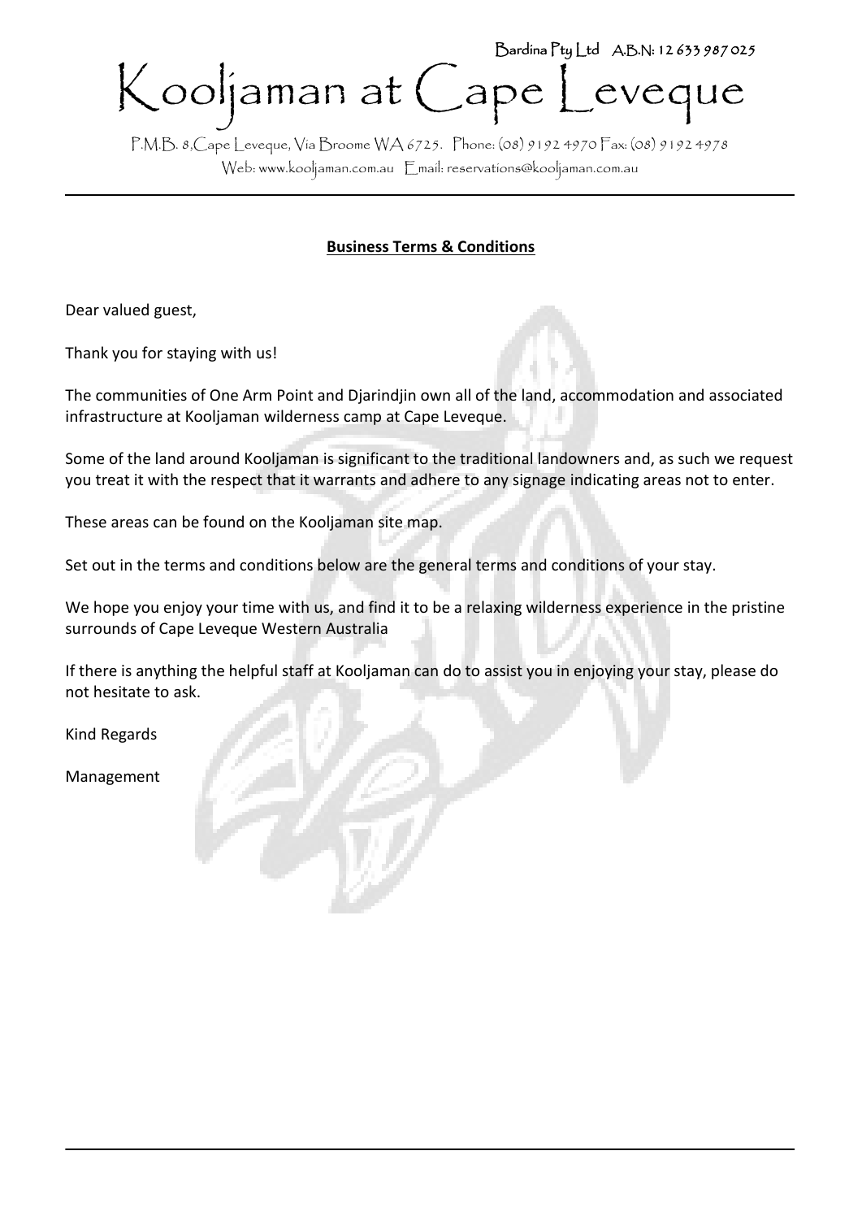Bardina Pty Ltd A.B.N: 12 633 987 025

# Kooljaman at Cape Leveque

P.M.B. 8,Cape Leveque, Via Broome WA 6725. Phone: (08) 9192 4970 Fax: (08) 9192 4978
Web: www.kooljaman.com.au Email: reservations@kooljaman.com.au

---

## **Business Terms & Conditions**

Dear valued guest,

Thank you for staying with us!

The communities of One Arm Point and Djarindjin own all of the land, accommodation and associated infrastructure at Kooljaman wilderness camp at Cape Leveque.

Some of the land around Kooljaman is significant to the traditional landowners and, as such we request you treat it with the respect that it warrants and adhere to any signage indicating areas not to enter.

These areas can be found on the Kooljaman site map.

Set out in the terms and conditions below are the general terms and conditions of your stay.

We hope you enjoy your time with us, and find it to be a relaxing wilderness experience in the pristine surrounds of Cape Leveque Western Australia

If there is anything the helpful staff at Kooljaman can do to assist you in enjoying your stay, please do not hesitate to ask.

Kind Regards

Management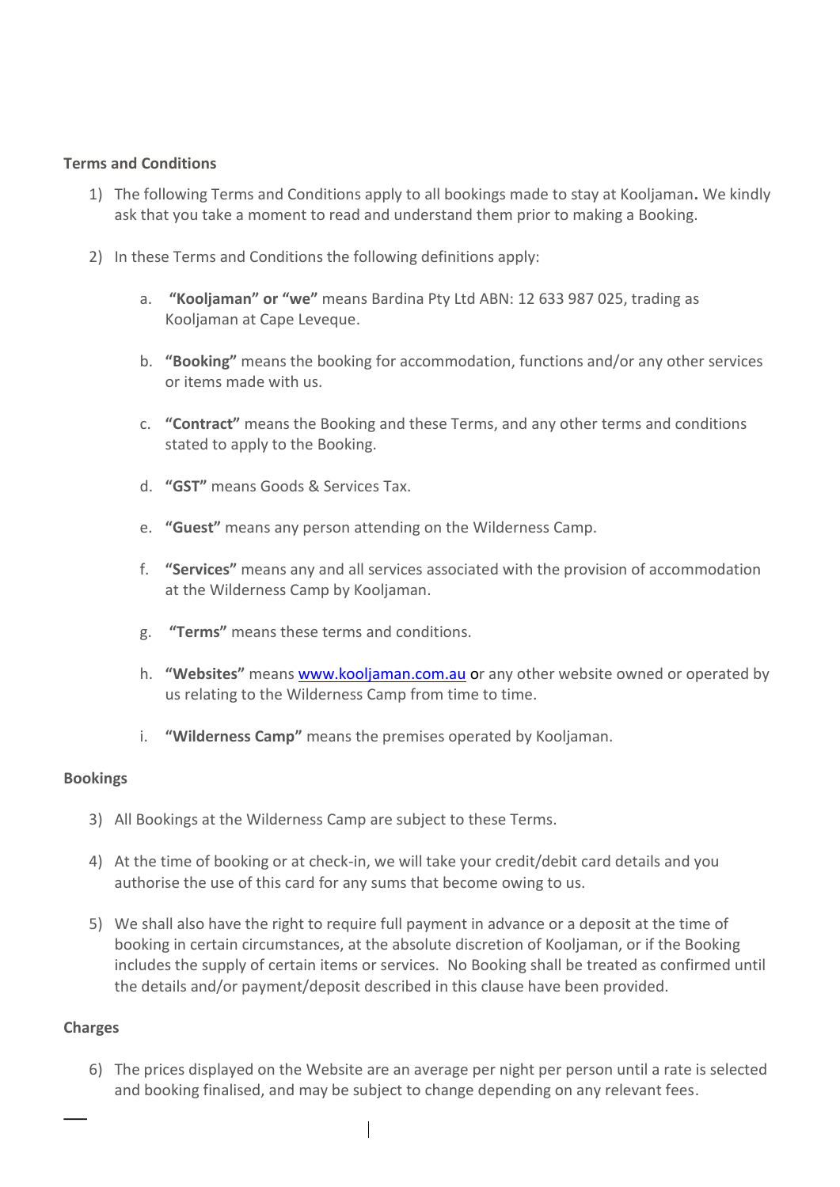**Terms and Conditions**

1) The following Terms and Conditions apply to all bookings made to stay at Kooljaman**.** We kindly ask that you take a moment to read and understand them prior to making a Booking.

2) In these Terms and Conditions the following definitions apply:

    a. **"Kooljaman" or "we"** means Bardina Pty Ltd ABN: 12 633 987 025, trading as Kooljaman at Cape Leveque.

    b. **"Booking"** means the booking for accommodation, functions and/or any other services or items made with us.

    c. **"Contract"** means the Booking and these Terms, and any other terms and conditions stated to apply to the Booking.

    d. **"GST"** means Goods & Services Tax.

    e. **"Guest"** means any person attending on the Wilderness Camp.

    f. **"Services"** means any and all services associated with the provision of accommodation at the Wilderness Camp by Kooljaman.

    g. **"Terms"** means these terms and conditions.

    h. **"Websites"** means [www.kooljaman.com.au](http://www.kooljaman.com.au) or any other website owned or operated by us relating to the Wilderness Camp from time to time.

    i. **"Wilderness Camp"** means the premises operated by Kooljaman.

**Bookings**

3) All Bookings at the Wilderness Camp are subject to these Terms.

4) At the time of booking or at check-in, we will take your credit/debit card details and you authorise the use of this card for any sums that become owing to us.

5) We shall also have the right to require full payment in advance or a deposit at the time of booking in certain circumstances, at the absolute discretion of Kooljaman, or if the Booking includes the supply of certain items or services. No Booking shall be treated as confirmed until the details and/or payment/deposit described in this clause have been provided.

**Charges**

6) The prices displayed on the Website are an average per night per person until a rate is selected and booking finalised, and may be subject to change depending on any relevant fees.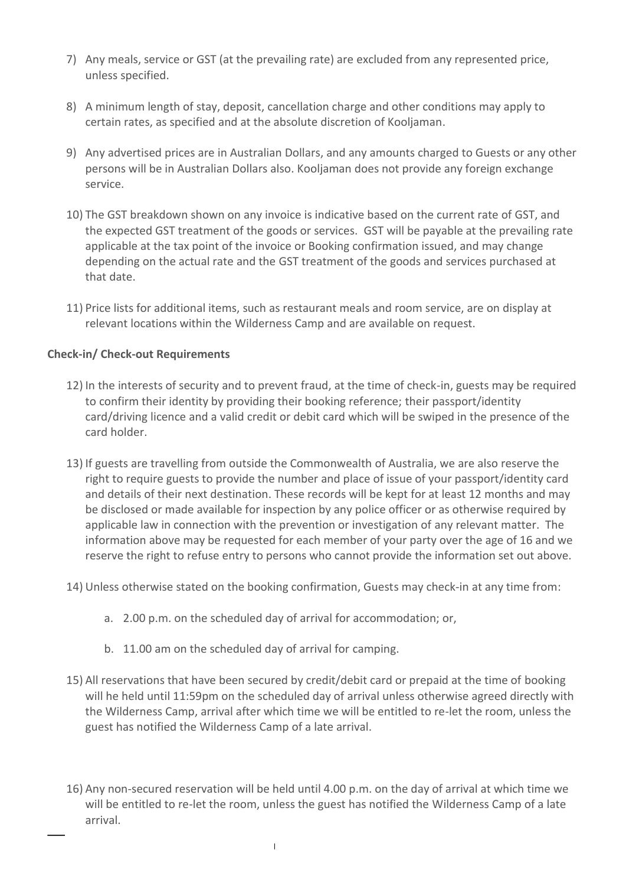7) Any meals, service or GST (at the prevailing rate) are excluded from any represented price, unless specified.

8) A minimum length of stay, deposit, cancellation charge and other conditions may apply to certain rates, as specified and at the absolute discretion of Kooljaman.

9) Any advertised prices are in Australian Dollars, and any amounts charged to Guests or any other persons will be in Australian Dollars also. Kooljaman does not provide any foreign exchange service.

10) The GST breakdown shown on any invoice is indicative based on the current rate of GST, and the expected GST treatment of the goods or services. GST will be payable at the prevailing rate applicable at the tax point of the invoice or Booking confirmation issued, and may change depending on the actual rate and the GST treatment of the goods and services purchased at that date.

11) Price lists for additional items, such as restaurant meals and room service, are on display at relevant locations within the Wilderness Camp and are available on request.

**Check-in/ Check-out Requirements**

12) In the interests of security and to prevent fraud, at the time of check-in, guests may be required to confirm their identity by providing their booking reference; their passport/identity card/driving licence and a valid credit or debit card which will be swiped in the presence of the card holder.

13) If guests are travelling from outside the Commonwealth of Australia, we are also reserve the right to require guests to provide the number and place of issue of your passport/identity card and details of their next destination. These records will be kept for at least 12 months and may be disclosed or made available for inspection by any police officer or as otherwise required by applicable law in connection with the prevention or investigation of any relevant matter. The information above may be requested for each member of your party over the age of 16 and we reserve the right to refuse entry to persons who cannot provide the information set out above.

14) Unless otherwise stated on the booking confirmation, Guests may check-in at any time from:

    a. 2.00 p.m. on the scheduled day of arrival for accommodation; or,

    b. 11.00 am on the scheduled day of arrival for camping.

15) All reservations that have been secured by credit/debit card or prepaid at the time of booking will he held until 11:59pm on the scheduled day of arrival unless otherwise agreed directly with the Wilderness Camp, arrival after which time we will be entitled to re-let the room, unless the guest has notified the Wilderness Camp of a late arrival.

16) Any non-secured reservation will be held until 4.00 p.m. on the day of arrival at which time we will be entitled to re-let the room, unless the guest has notified the Wilderness Camp of a late arrival.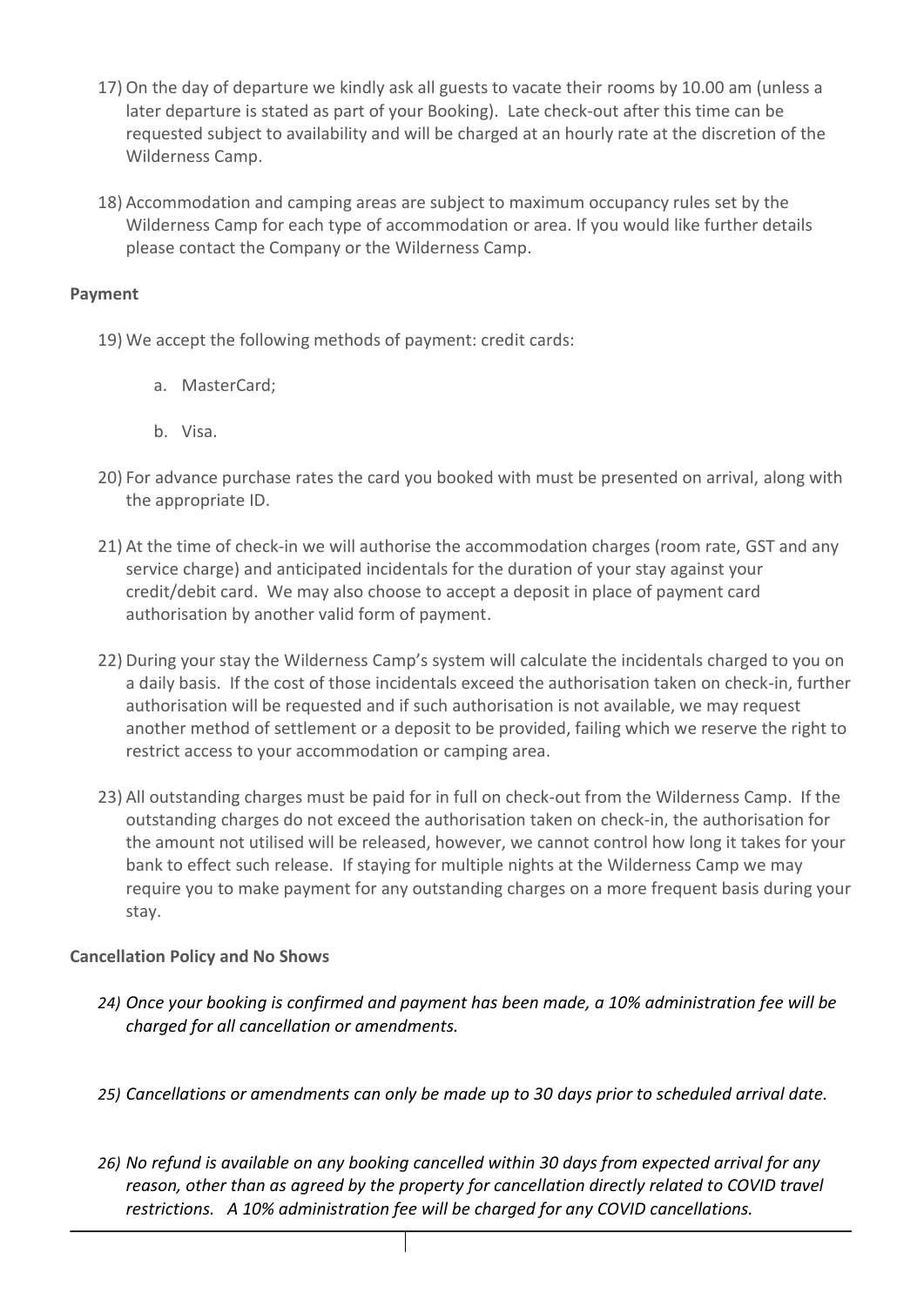17) On the day of departure we kindly ask all guests to vacate their rooms by 10.00 am (unless a later departure is stated as part of your Booking). Late check-out after this time can be requested subject to availability and will be charged at an hourly rate at the discretion of the Wilderness Camp.

18) Accommodation and camping areas are subject to maximum occupancy rules set by the Wilderness Camp for each type of accommodation or area. If you would like further details please contact the Company or the Wilderness Camp.

**Payment**

19) We accept the following methods of payment: credit cards:

    a. MasterCard;

    b. Visa.

20) For advance purchase rates the card you booked with must be presented on arrival, along with the appropriate ID.

21) At the time of check-in we will authorise the accommodation charges (room rate, GST and any service charge) and anticipated incidentals for the duration of your stay against your credit/debit card. We may also choose to accept a deposit in place of payment card authorisation by another valid form of payment.

22) During your stay the Wilderness Camp's system will calculate the incidentals charged to you on a daily basis. If the cost of those incidentals exceed the authorisation taken on check-in, further authorisation will be requested and if such authorisation is not available, we may request another method of settlement or a deposit to be provided, failing which we reserve the right to restrict access to your accommodation or camping area.

23) All outstanding charges must be paid for in full on check-out from the Wilderness Camp. If the outstanding charges do not exceed the authorisation taken on check-in, the authorisation for the amount not utilised will be released, however, we cannot control how long it takes for your bank to effect such release. If staying for multiple nights at the Wilderness Camp we may require you to make payment for any outstanding charges on a more frequent basis during your stay.

**Cancellation Policy and No Shows**

*24) Once your booking is confirmed and payment has been made, a 10% administration fee will be charged for all cancellation or amendments.*

*25) Cancellations or amendments can only be made up to 30 days prior to scheduled arrival date.*

*26) No refund is available on any booking cancelled within 30 days from expected arrival for any reason, other than as agreed by the property for cancellation directly related to COVID travel restrictions. A 10% administration fee will be charged for any COVID cancellations.*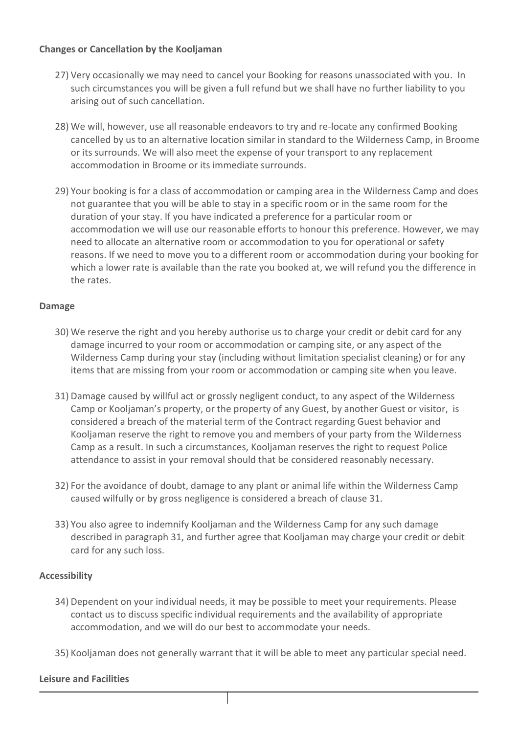**Changes or Cancellation by the Kooljaman**

27) Very occasionally we may need to cancel your Booking for reasons unassociated with you. In such circumstances you will be given a full refund but we shall have no further liability to you arising out of such cancellation.

28) We will, however, use all reasonable endeavors to try and re-locate any confirmed Booking cancelled by us to an alternative location similar in standard to the Wilderness Camp, in Broome or its surrounds. We will also meet the expense of your transport to any replacement accommodation in Broome or its immediate surrounds.

29) Your booking is for a class of accommodation or camping area in the Wilderness Camp and does not guarantee that you will be able to stay in a specific room or in the same room for the duration of your stay. If you have indicated a preference for a particular room or accommodation we will use our reasonable efforts to honour this preference. However, we may need to allocate an alternative room or accommodation to you for operational or safety reasons. If we need to move you to a different room or accommodation during your booking for which a lower rate is available than the rate you booked at, we will refund you the difference in the rates.

**Damage**

30) We reserve the right and you hereby authorise us to charge your credit or debit card for any damage incurred to your room or accommodation or camping site, or any aspect of the Wilderness Camp during your stay (including without limitation specialist cleaning) or for any items that are missing from your room or accommodation or camping site when you leave.

31) Damage caused by willful act or grossly negligent conduct, to any aspect of the Wilderness Camp or Kooljaman's property, or the property of any Guest, by another Guest or visitor, is considered a breach of the material term of the Contract regarding Guest behavior and Kooljaman reserve the right to remove you and members of your party from the Wilderness Camp as a result. In such a circumstances, Kooljaman reserves the right to request Police attendance to assist in your removal should that be considered reasonably necessary.

32) For the avoidance of doubt, damage to any plant or animal life within the Wilderness Camp caused wilfully or by gross negligence is considered a breach of clause 31.

33) You also agree to indemnify Kooljaman and the Wilderness Camp for any such damage described in paragraph 31, and further agree that Kooljaman may charge your credit or debit card for any such loss.

**Accessibility**

34) Dependent on your individual needs, it may be possible to meet your requirements. Please contact us to discuss specific individual requirements and the availability of appropriate accommodation, and we will do our best to accommodate your needs.

35) Kooljaman does not generally warrant that it will be able to meet any particular special need.

**Leisure and Facilities**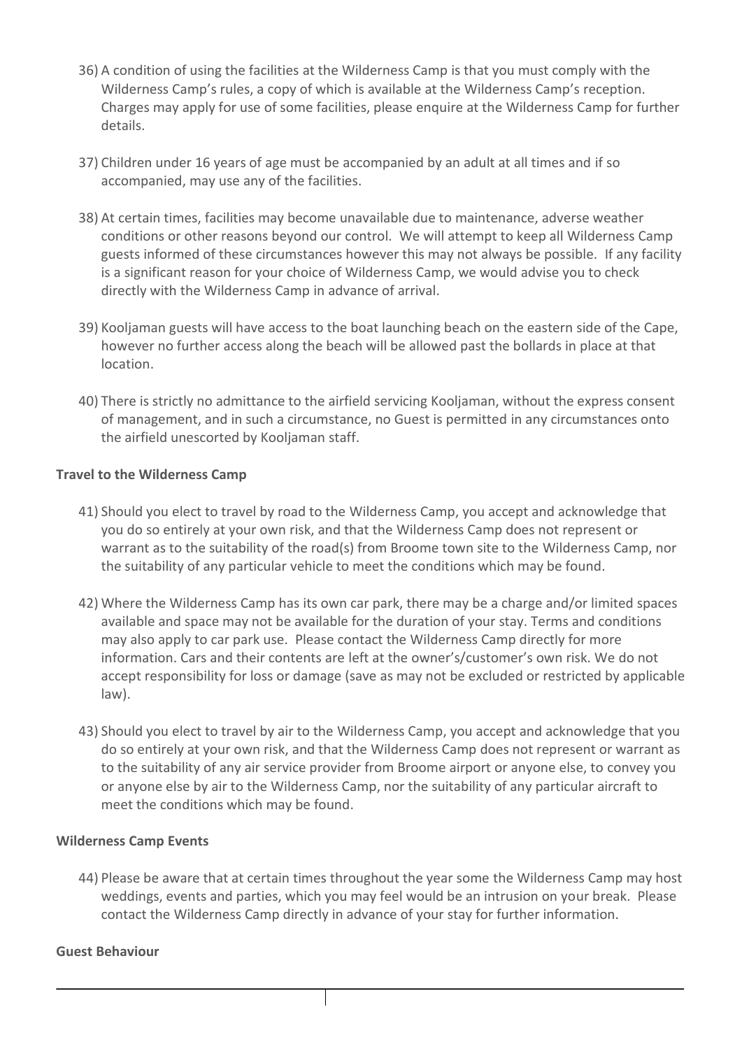36) A condition of using the facilities at the Wilderness Camp is that you must comply with the Wilderness Camp's rules, a copy of which is available at the Wilderness Camp's reception. Charges may apply for use of some facilities, please enquire at the Wilderness Camp for further details.

37) Children under 16 years of age must be accompanied by an adult at all times and if so accompanied, may use any of the facilities.

38) At certain times, facilities may become unavailable due to maintenance, adverse weather conditions or other reasons beyond our control. We will attempt to keep all Wilderness Camp guests informed of these circumstances however this may not always be possible. If any facility is a significant reason for your choice of Wilderness Camp, we would advise you to check directly with the Wilderness Camp in advance of arrival.

39) Kooljaman guests will have access to the boat launching beach on the eastern side of the Cape, however no further access along the beach will be allowed past the bollards in place at that location.

40) There is strictly no admittance to the airfield servicing Kooljaman, without the express consent of management, and in such a circumstance, no Guest is permitted in any circumstances onto the airfield unescorted by Kooljaman staff.

**Travel to the Wilderness Camp**

41) Should you elect to travel by road to the Wilderness Camp, you accept and acknowledge that you do so entirely at your own risk, and that the Wilderness Camp does not represent or warrant as to the suitability of the road(s) from Broome town site to the Wilderness Camp, nor the suitability of any particular vehicle to meet the conditions which may be found.

42) Where the Wilderness Camp has its own car park, there may be a charge and/or limited spaces available and space may not be available for the duration of your stay. Terms and conditions may also apply to car park use. Please contact the Wilderness Camp directly for more information. Cars and their contents are left at the owner's/customer's own risk. We do not accept responsibility for loss or damage (save as may not be excluded or restricted by applicable law).

43) Should you elect to travel by air to the Wilderness Camp, you accept and acknowledge that you do so entirely at your own risk, and that the Wilderness Camp does not represent or warrant as to the suitability of any air service provider from Broome airport or anyone else, to convey you or anyone else by air to the Wilderness Camp, nor the suitability of any particular aircraft to meet the conditions which may be found.

**Wilderness Camp Events**

44) Please be aware that at certain times throughout the year some the Wilderness Camp may host weddings, events and parties, which you may feel would be an intrusion on your break. Please contact the Wilderness Camp directly in advance of your stay for further information.

**Guest Behaviour**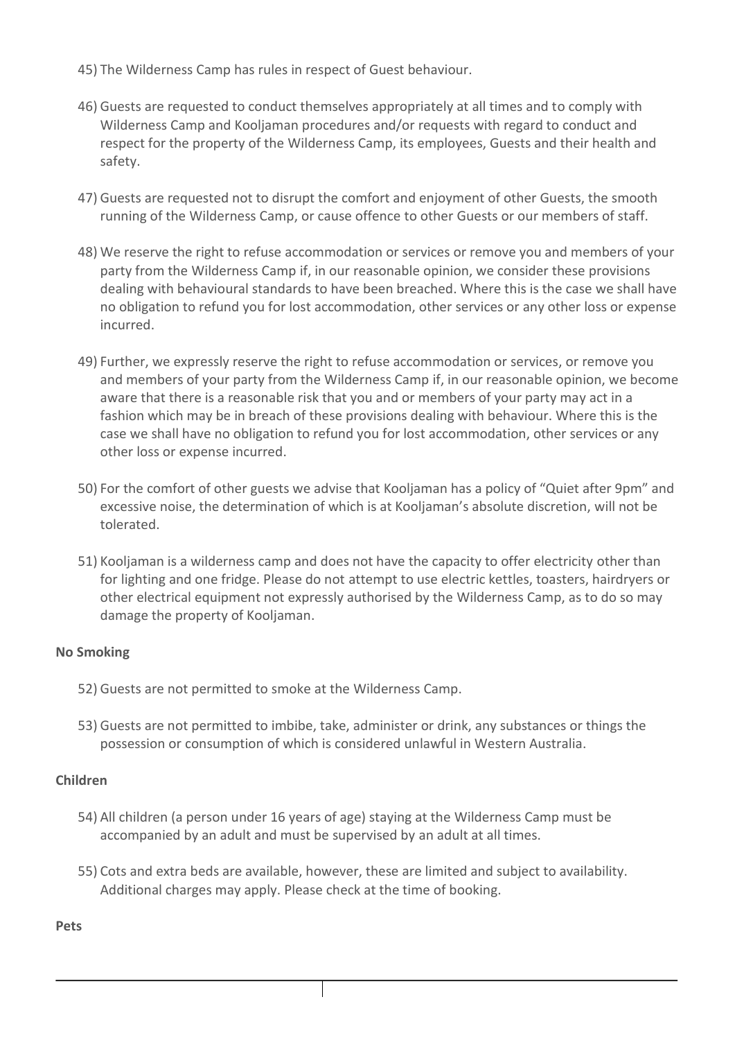45) The Wilderness Camp has rules in respect of Guest behaviour.

46) Guests are requested to conduct themselves appropriately at all times and to comply with Wilderness Camp and Kooljaman procedures and/or requests with regard to conduct and respect for the property of the Wilderness Camp, its employees, Guests and their health and safety.

47) Guests are requested not to disrupt the comfort and enjoyment of other Guests, the smooth running of the Wilderness Camp, or cause offence to other Guests or our members of staff.

48) We reserve the right to refuse accommodation or services or remove you and members of your party from the Wilderness Camp if, in our reasonable opinion, we consider these provisions dealing with behavioural standards to have been breached. Where this is the case we shall have no obligation to refund you for lost accommodation, other services or any other loss or expense incurred.

49) Further, we expressly reserve the right to refuse accommodation or services, or remove you and members of your party from the Wilderness Camp if, in our reasonable opinion, we become aware that there is a reasonable risk that you and or members of your party may act in a fashion which may be in breach of these provisions dealing with behaviour. Where this is the case we shall have no obligation to refund you for lost accommodation, other services or any other loss or expense incurred.

50) For the comfort of other guests we advise that Kooljaman has a policy of "Quiet after 9pm" and excessive noise, the determination of which is at Kooljaman's absolute discretion, will not be tolerated.

51) Kooljaman is a wilderness camp and does not have the capacity to offer electricity other than for lighting and one fridge. Please do not attempt to use electric kettles, toasters, hairdryers or other electrical equipment not expressly authorised by the Wilderness Camp, as to do so may damage the property of Kooljaman.

**No Smoking**

52) Guests are not permitted to smoke at the Wilderness Camp.

53) Guests are not permitted to imbibe, take, administer or drink, any substances or things the possession or consumption of which is considered unlawful in Western Australia.

**Children**

54) All children (a person under 16 years of age) staying at the Wilderness Camp must be accompanied by an adult and must be supervised by an adult at all times.

55) Cots and extra beds are available, however, these are limited and subject to availability. Additional charges may apply. Please check at the time of booking.

**Pets**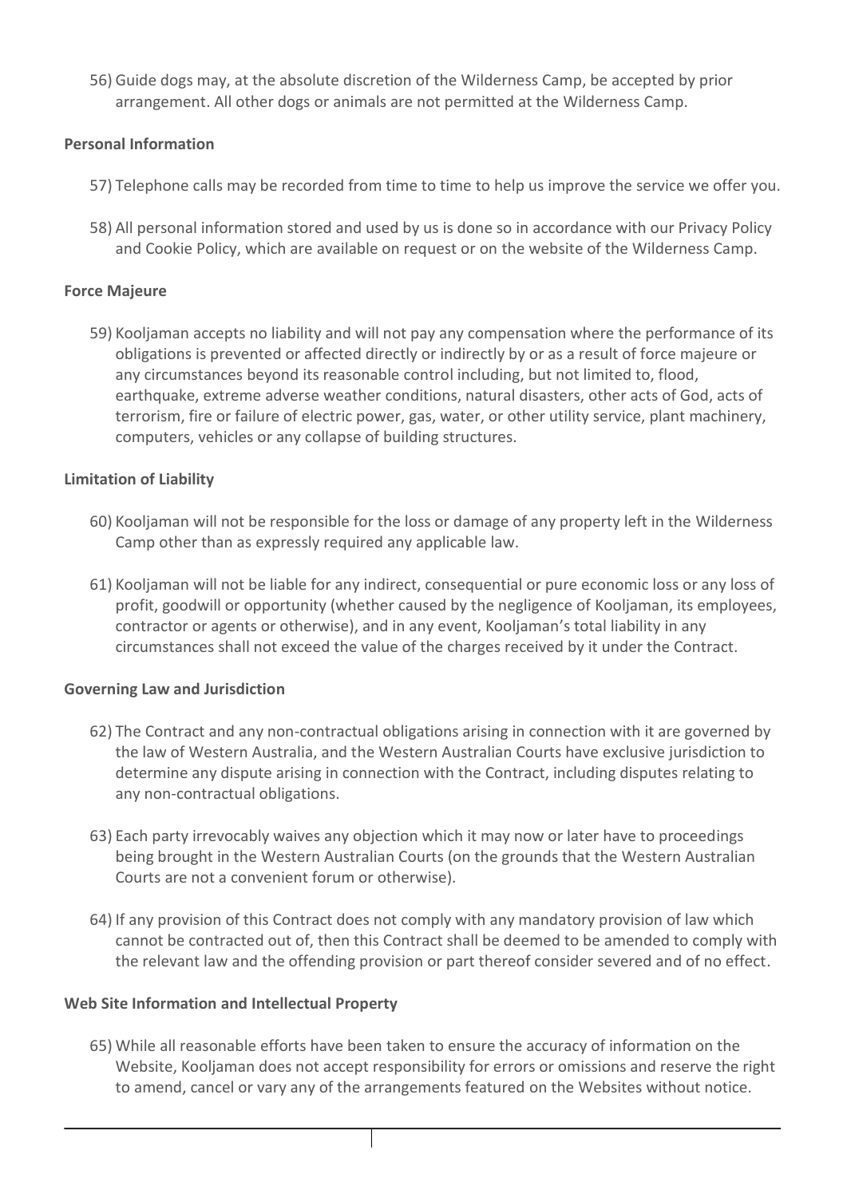56) Guide dogs may, at the absolute discretion of the Wilderness Camp, be accepted by prior arrangement. All other dogs or animals are not permitted at the Wilderness Camp.

**Personal Information**

57) Telephone calls may be recorded from time to time to help us improve the service we offer you.

58) All personal information stored and used by us is done so in accordance with our Privacy Policy and Cookie Policy, which are available on request or on the website of the Wilderness Camp.

**Force Majeure**

59) Kooljaman accepts no liability and will not pay any compensation where the performance of its obligations is prevented or affected directly or indirectly by or as a result of force majeure or any circumstances beyond its reasonable control including, but not limited to, flood, earthquake, extreme adverse weather conditions, natural disasters, other acts of God, acts of terrorism, fire or failure of electric power, gas, water, or other utility service, plant machinery, computers, vehicles or any collapse of building structures.

**Limitation of Liability**

60) Kooljaman will not be responsible for the loss or damage of any property left in the Wilderness Camp other than as expressly required any applicable law.

61) Kooljaman will not be liable for any indirect, consequential or pure economic loss or any loss of profit, goodwill or opportunity (whether caused by the negligence of Kooljaman, its employees, contractor or agents or otherwise), and in any event, Kooljaman's total liability in any circumstances shall not exceed the value of the charges received by it under the Contract.

**Governing Law and Jurisdiction**

62) The Contract and any non-contractual obligations arising in connection with it are governed by the law of Western Australia, and the Western Australian Courts have exclusive jurisdiction to determine any dispute arising in connection with the Contract, including disputes relating to any non-contractual obligations.

63) Each party irrevocably waives any objection which it may now or later have to proceedings being brought in the Western Australian Courts (on the grounds that the Western Australian Courts are not a convenient forum or otherwise).

64) If any provision of this Contract does not comply with any mandatory provision of law which cannot be contracted out of, then this Contract shall be deemed to be amended to comply with the relevant law and the offending provision or part thereof consider severed and of no effect.

**Web Site Information and Intellectual Property**

65) While all reasonable efforts have been taken to ensure the accuracy of information on the Website, Kooljaman does not accept responsibility for errors or omissions and reserve the right to amend, cancel or vary any of the arrangements featured on the Websites without notice.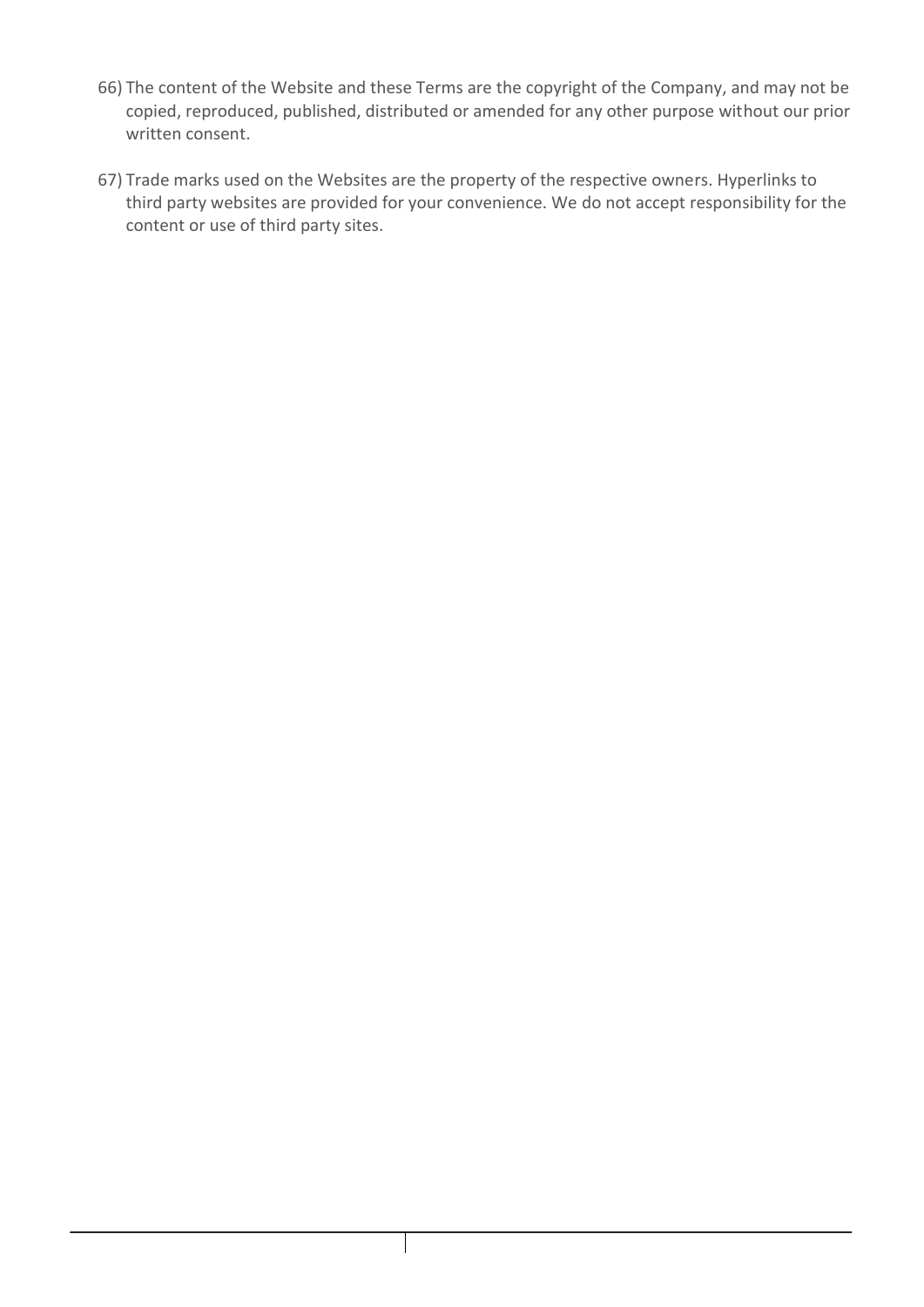66) The content of the Website and these Terms are the copyright of the Company, and may not be copied, reproduced, published, distributed or amended for any other purpose without our prior written consent.

67) Trade marks used on the Websites are the property of the respective owners. Hyperlinks to third party websites are provided for your convenience. We do not accept responsibility for the content or use of third party sites.